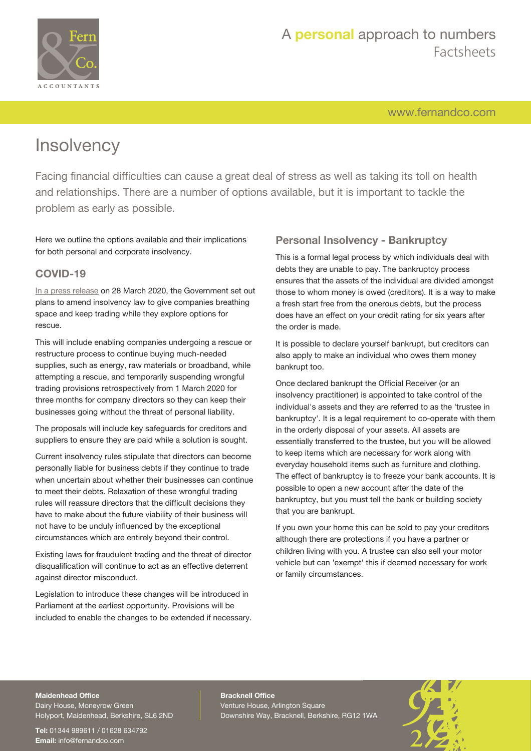# Insolvency

Facing financial difficulties can cause a great deal of stress as well as taking its toll on health and relationships. There are a number of options available, but it is important to tackle the problem as early as possible.

Here we outline the options available and their implications for both personal and corporate insolvency.

## COVID-19

In a press release on 28 March 2020, the Government set out plans to amend insolvency law to give companies breathing space and keep trading while they explore options for rescue.

This will include enabling companies undergoing a rescue or restructure process to continue buying much-needed supplies, such as energy, raw materials or broadband, while attempting a rescue, and temporarily suspending wrongful trading provisions retrospectively from 1 March 2020 for three months for company directors so they can keep their businesses going without the threat of personal liability.

The proposals will include key safeguards for creditors and suppliers to ensure they are paid while a solution is sought.

Current insolvency rules stipulate that directors can become personally liable for business debts if they continue to trade when uncertain about whether their businesses can continue to meet their debts. Relaxation of these wrongful trading rules will reassure directors that the difficult decisions they have to make about the future viability of their business will not have to be unduly influenced by the exceptional circumstances which are entirely beyond their control.

Existing laws for fraudulent trading and the threat of director disqualification will continue to act as an effective deterrent against director misconduct.

Legislation to introduce these changes will be introduced in Parliament at the earliest opportunity. Provisions will be included to enable the changes to be extended if necessary.

## Personal Insolvency - Bankruptcy

This is a formal legal process by which individuals deal with debts they are unable to pay. The bankruptcy process ensures that the assets of the individual are divided amongst those to whom money is owed (creditors). It is a way to make a fresh start free from the onerous debts, but the process does have an effect on your credit rating for six years after the order is made.

It is possible to declare yourself bankrupt, but creditors can also apply to make an individual who owes them money bankrupt too.

Once declared bankrupt the Official Receiver (or an insolvency practitioner) is appointed to take control of the individual's assets and they are referred to as the 'trustee in bankruptcy'. It is a legal requirement to co-operate with them in the orderly disposal of your assets. All assets are essentially transferred to the trustee, but you will be allowed to keep items which are necessary for work along with everyday household items such as furniture and clothing. The effect of bankruptcy is to freeze your bank accounts. It is possible to open a new account after the date of the bankruptcy, but you must tell the bank or building society that you are bankrupt.

If you own your home this can be sold to pay your creditors although there are protections if you have a partner or children living with you. A trustee can also sell your motor vehicle but can 'exempt' this if deemed necessary for work or family circumstances.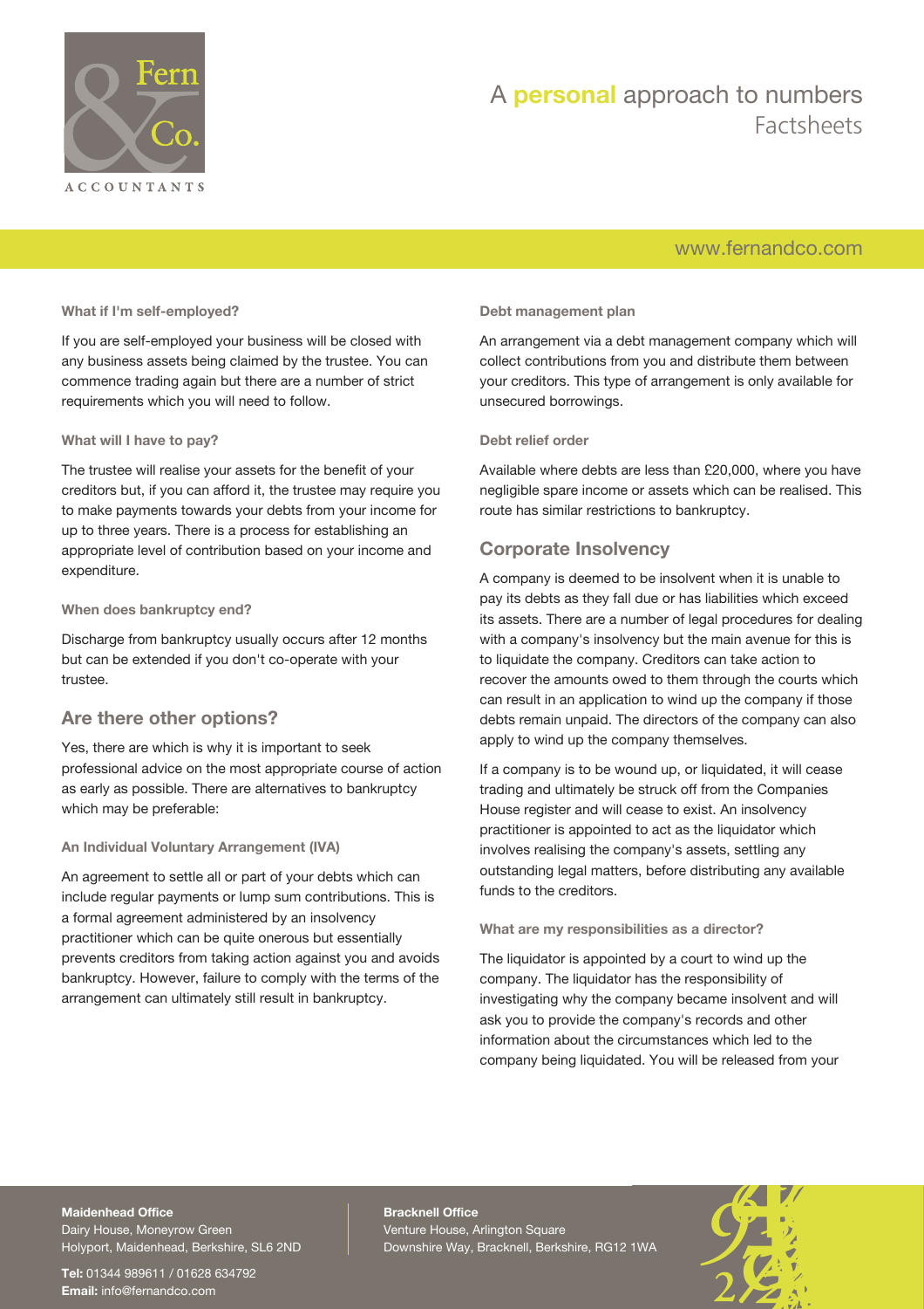#### What if I'm self-employed?

If you are self-employed your business will be closed with any business assets being claimed by the trustee. You can commence trading again but there are a number of strict requirements which you will need to follow.

#### What will I have to pay?

The trustee will realise your assets for the benefit of your creditors but, if you can afford it, the trustee may require you to make payments towards your debts from your income for up to three years. There is a process for establishing an appropriate level of contribution based on your income and expenditure.

#### When does bankruptcy end?

Discharge from bankruptcy usually occurs after 12 months but can be extended if you don't co-operate with your trustee.

### Are there other options?

Yes, there are which is why it is important to seek professional advice on the most appropriate course of action as early as possible. There are alternatives to bankruptcy which may be preferable:

#### An Individual Voluntary Arrangement (IVA)

An agreement to settle all or part of your debts which can include regular payments or lump sum contributions. This is a formal agreement administered by an insolvency practitioner which can be quite onerous but essentially prevents creditors from taking action against you and avoids bankruptcy. However, failure to comply with the terms of the arrangement can ultimately still result in bankruptcy.

#### Debt management plan

An arrangement via a debt management company which will collect contributions from you and distribute them between your creditors. This type of arrangement is only available for unsecured borrowings.

#### Debt relief order

Available where debts are less than £20,000, where you have negligible spare income or assets which can be realised. This route has similar restrictions to bankruptcy.

### Corporate Insolvency

A company is deemed to be insolvent when it is unable to pay its debts as they fall due or has liabilities which exceed its assets. There are a number of legal procedures for dealing with a company's insolvency but the main avenue for this is to liquidate the company. Creditors can take action to recover the amounts owed to them through the courts which can result in an application to wind up the company if those debts remain unpaid. The directors of the company can also apply to wind up the company themselves.

If a company is to be wound up, or liquidated, it will cease trading and ultimately be struck off from the Companies House register and will cease to exist. An insolvency practitioner is appointed to act as the liquidator which involves realising the company's assets, settling any outstanding legal matters, before distributing any available funds to the creditors.

#### What are my responsibilities as a director?

The liquidator is appointed by a court to wind up the company. The liquidator has the responsibility of investigating why the company became insolvent and will ask you to provide the company's records and other information about the circumstances which led to the company being liquidated. You will be released from your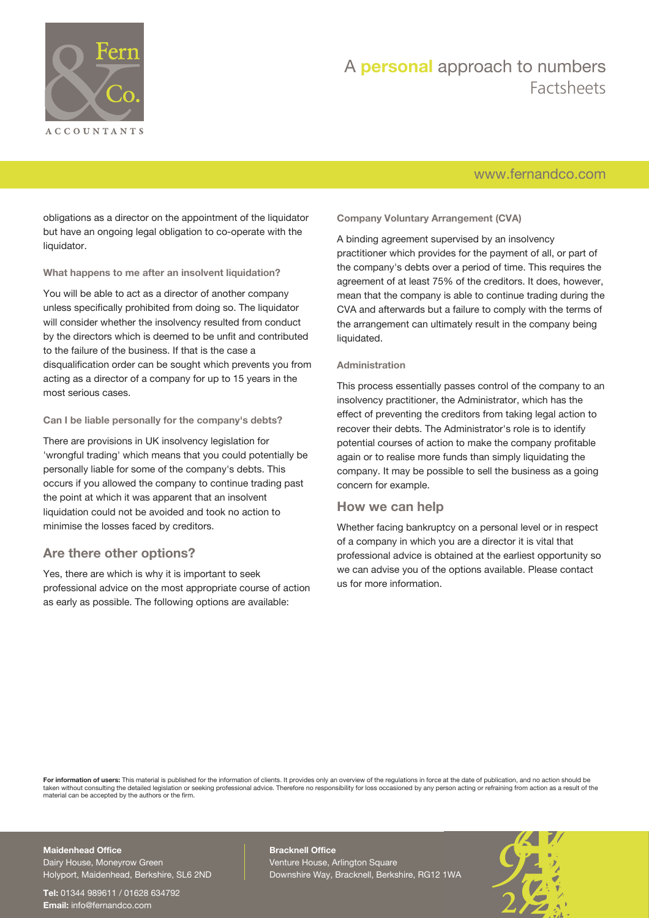obligations as a director on the appointment of the liquidator but have an ongoing legal obligation to co-operate with the liquidator.

### What happens to me after an insolvent liquidation?

You will be able to act as a director of another company unless specifically prohibited from doing so. The liquidator will consider whether the insolvency resulted from conduct by the directors which is deemed to be unfit and contributed to the failure of the business. If that is the case a disqualification order can be sought which prevents you from acting as a director of a company for up to 15 years in the most serious cases.

### Can I be liable personally for the company's debts?

There are provisions in UK insolvency legislation for 'wrongful trading' which means that you could potentially be personally liable for some of the company's debts. This occurs if you allowed the company to continue trading past the point at which it was apparent that an insolvent liquidation could not be avoided and took no action to minimise the losses faced by creditors.

## Are there other options?

Yes, there are which is why it is important to seek professional advice on the most appropriate course of action as early as possible. The following options are available:

### Company Voluntary Arrangement (CVA)

A binding agreement supervised by an insolvency practitioner which provides for the payment of all, or part of the company's debts over a period of time. This requires the agreement of at least 75% of the creditors. It does, however, mean that the company is able to continue trading during the CVA and afterwards but a failure to comply with the terms of the arrangement can ultimately result in the company being liquidated.

### Administration

This process essentially passes control of the company to an insolvency practitioner, the Administrator, which has the effect of preventing the creditors from taking legal action to recover their debts. The Administrator's role is to identify potential courses of action to make the company profitable again or to realise more funds than simply liquidating the company. It may be possible to sell the business as a going concern for example.

## How we can help

Whether facing bankruptcy on a personal level or in respect of a company in which you are a director it is vital that professional advice is obtained at the earliest opportunity so we can advise you of the options available. Please contact us for more information.

**For information of users:** This material is published for the information of clients. It provides only an overview of the regulations in force at the date of publication, and no action should be taken without consulting the detailed legislation or seeking professional advice. Therefore no responsibility for loss occasioned by any person acting or refraining from action as a result of the material can be accepted by the authors or the firm.